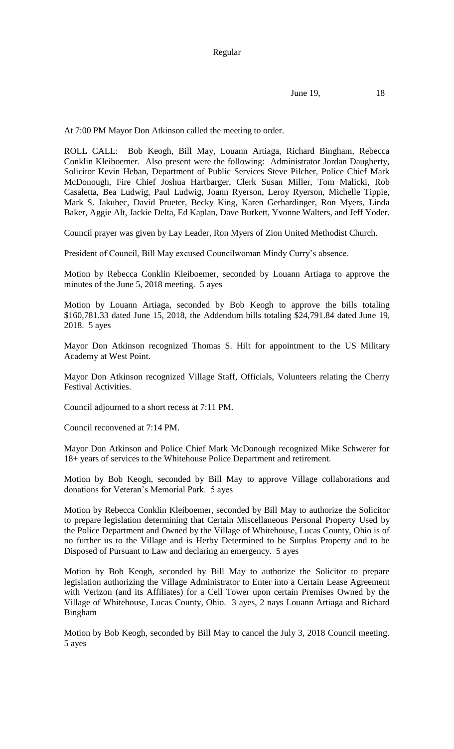Regular

June 19, 18

At 7:00 PM Mayor Don Atkinson called the meeting to order.

ROLL CALL: Bob Keogh, Bill May, Louann Artiaga, Richard Bingham, Rebecca Conklin Kleiboemer. Also present were the following: Administrator Jordan Daugherty, Solicitor Kevin Heban, Department of Public Services Steve Pilcher, Police Chief Mark McDonough, Fire Chief Joshua Hartbarger, Clerk Susan Miller, Tom Malicki, Rob Casaletta, Bea Ludwig, Paul Ludwig, Joann Ryerson, Leroy Ryerson, Michelle Tippie, Mark S. Jakubec, David Prueter, Becky King, Karen Gerhardinger, Ron Myers, Linda Baker, Aggie Alt, Jackie Delta, Ed Kaplan, Dave Burkett, Yvonne Walters, and Jeff Yoder.

Council prayer was given by Lay Leader, Ron Myers of Zion United Methodist Church.

President of Council, Bill May excused Councilwoman Mindy Curry's absence.

Motion by Rebecca Conklin Kleiboemer, seconded by Louann Artiaga to approve the minutes of the June 5, 2018 meeting. 5 ayes

Motion by Louann Artiaga, seconded by Bob Keogh to approve the bills totaling $160,781.33 dated June 15, 2018, the Addendum bills totaling $24,791.84 dated June 19, 2018. 5 ayes

Mayor Don Atkinson recognized Thomas S. Hilt for appointment to the US Military Academy at West Point.

Mayor Don Atkinson recognized Village Staff, Officials, Volunteers relating the Cherry Festival Activities.

Council adjourned to a short recess at 7:11 PM.

Council reconvened at 7:14 PM.

Mayor Don Atkinson and Police Chief Mark McDonough recognized Mike Schwerer for 18+ years of services to the Whitehouse Police Department and retirement.

Motion by Bob Keogh, seconded by Bill May to approve Village collaborations and donations for Veteran's Memorial Park. 5 ayes

Motion by Rebecca Conklin Kleiboemer, seconded by Bill May to authorize the Solicitor to prepare legislation determining that Certain Miscellaneous Personal Property Used by the Police Department and Owned by the Village of Whitehouse, Lucas County, Ohio is of no further us to the Village and is Herby Determined to be Surplus Property and to be Disposed of Pursuant to Law and declaring an emergency. 5 ayes

Motion by Bob Keogh, seconded by Bill May to authorize the Solicitor to prepare legislation authorizing the Village Administrator to Enter into a Certain Lease Agreement with Verizon (and its Affiliates) for a Cell Tower upon certain Premises Owned by the Village of Whitehouse, Lucas County, Ohio. 3 ayes, 2 nays Louann Artiaga and Richard Bingham

Motion by Bob Keogh, seconded by Bill May to cancel the July 3, 2018 Council meeting. 5 ayes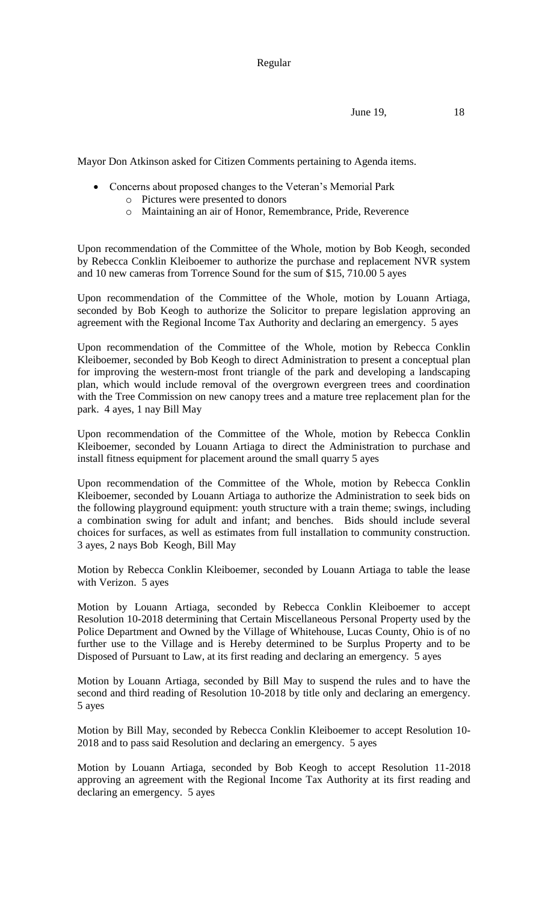Mayor Don Atkinson asked for Citizen Comments pertaining to Agenda items.

- Concerns about proposed changes to the Veteran's Memorial Park
  - Pictures were presented to donors
  - Maintaining an air of Honor, Remembrance, Pride, Reverence

Upon recommendation of the Committee of the Whole, motion by Bob Keogh, seconded by Rebecca Conklin Kleiboemer to authorize the purchase and replacement NVR system and 10 new cameras from Torrence Sound for the sum of $15, 710.00 5 ayes

Upon recommendation of the Committee of the Whole, motion by Louann Artiaga, seconded by Bob Keogh to authorize the Solicitor to prepare legislation approving an agreement with the Regional Income Tax Authority and declaring an emergency. 5 ayes

Upon recommendation of the Committee of the Whole, motion by Rebecca Conklin Kleiboemer, seconded by Bob Keogh to direct Administration to present a conceptual plan for improving the western-most front triangle of the park and developing a landscaping plan, which would include removal of the overgrown evergreen trees and coordination with the Tree Commission on new canopy trees and a mature tree replacement plan for the park. 4 ayes, 1 nay Bill May

Upon recommendation of the Committee of the Whole, motion by Rebecca Conklin Kleiboemer, seconded by Louann Artiaga to direct the Administration to purchase and install fitness equipment for placement around the small quarry 5 ayes

Upon recommendation of the Committee of the Whole, motion by Rebecca Conklin Kleiboemer, seconded by Louann Artiaga to authorize the Administration to seek bids on the following playground equipment: youth structure with a train theme; swings, including a combination swing for adult and infant; and benches. Bids should include several choices for surfaces, as well as estimates from full installation to community construction. 3 ayes, 2 nays Bob Keogh, Bill May

Motion by Rebecca Conklin Kleiboemer, seconded by Louann Artiaga to table the lease with Verizon. 5 ayes

Motion by Louann Artiaga, seconded by Rebecca Conklin Kleiboemer to accept Resolution 10-2018 determining that Certain Miscellaneous Personal Property used by the Police Department and Owned by the Village of Whitehouse, Lucas County, Ohio is of no further use to the Village and is Hereby determined to be Surplus Property and to be Disposed of Pursuant to Law, at its first reading and declaring an emergency. 5 ayes

Motion by Louann Artiaga, seconded by Bill May to suspend the rules and to have the second and third reading of Resolution 10-2018 by title only and declaring an emergency. 5 ayes

Motion by Bill May, seconded by Rebecca Conklin Kleiboemer to accept Resolution 10-2018 and to pass said Resolution and declaring an emergency. 5 ayes

Motion by Louann Artiaga, seconded by Bob Keogh to accept Resolution 11-2018 approving an agreement with the Regional Income Tax Authority at its first reading and declaring an emergency. 5 ayes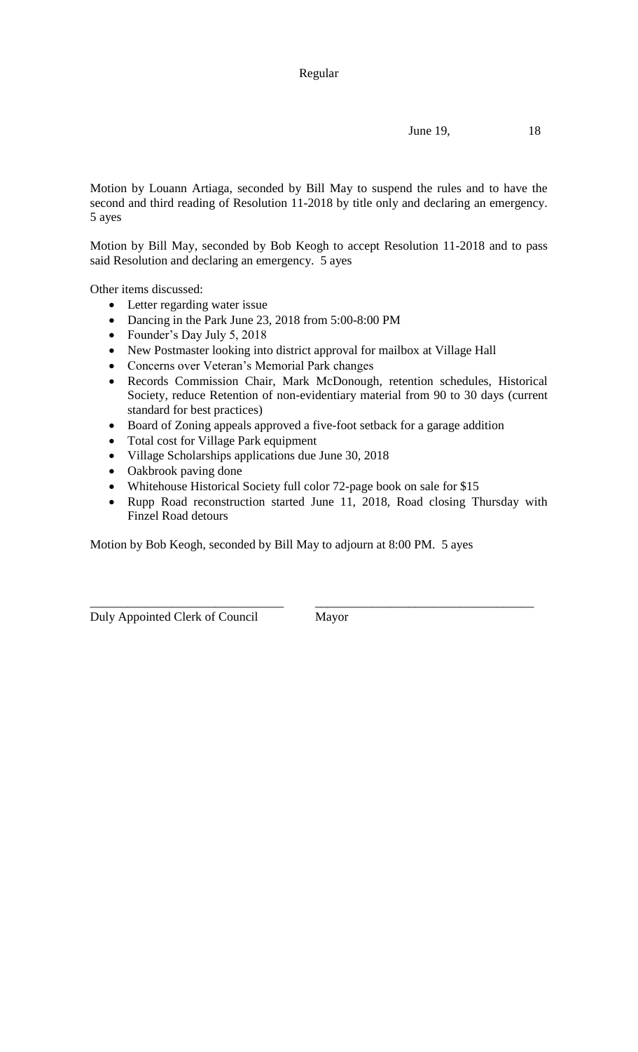Motion by Louann Artiaga, seconded by Bill May to suspend the rules and to have the second and third reading of Resolution 11-2018 by title only and declaring an emergency. 5 ayes

Motion by Bill May, seconded by Bob Keogh to accept Resolution 11-2018 and to pass said Resolution and declaring an emergency. 5 ayes

Other items discussed:

- Letter regarding water issue
- Dancing in the Park June 23, 2018 from 5:00-8:00 PM
- Founder's Day July 5, 2018
- New Postmaster looking into district approval for mailbox at Village Hall
- Concerns over Veteran's Memorial Park changes
- Records Commission Chair, Mark McDonough, retention schedules, Historical Society, reduce Retention of non-evidentiary material from 90 to 30 days (current standard for best practices)
- Board of Zoning appeals approved a five-foot setback for a garage addition
- Total cost for Village Park equipment
- Village Scholarships applications due June 30, 2018
- Oakbrook paving done
- Whitehouse Historical Society full color 72-page book on sale for $15
- Rupp Road reconstruction started June 11, 2018, Road closing Thursday with Finzel Road detours

Motion by Bob Keogh, seconded by Bill May to adjourn at 8:00 PM. 5 ayes

_______________________________ \_\_\_\_\_\_\_\_\_\_\_\_\_\_\_\_\_\_\_\_\_\_\_\_\_\_\_\_\_\_\_\_\_\_\_

Duly Appointed Clerk of Council Mayor